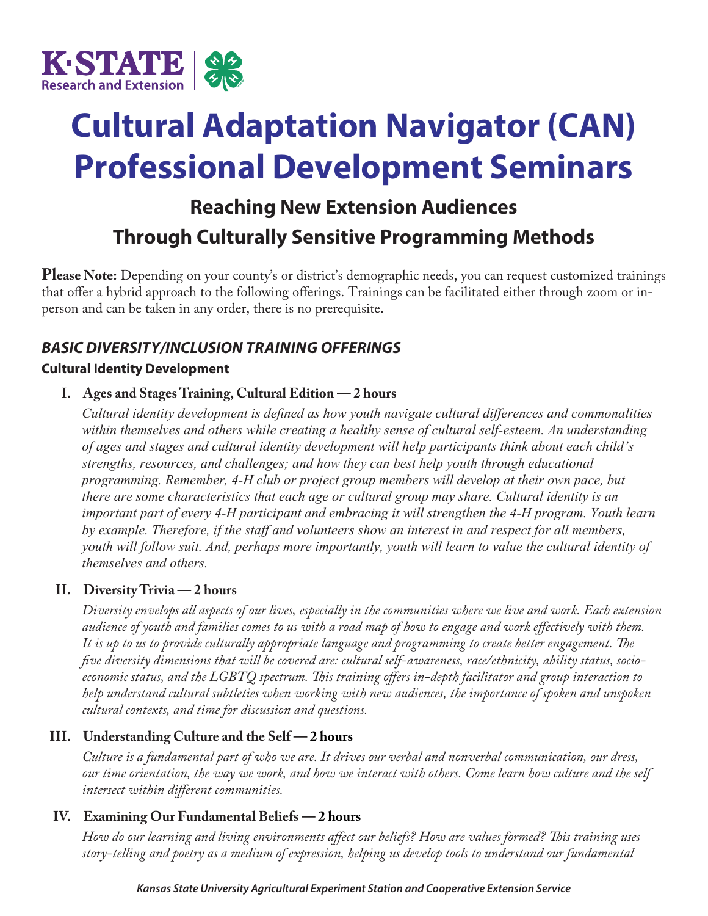# Cultural Adaptation Navigator (CAN) Professional Development Seminars

## Reaching New Extension Audiences Through Culturally Sensitive Programming Methods

**Please Note:** Depending on your county's or district's demographic needs, you can request customized trainings that offer a hybrid approach to the following offerings. Trainings can be facilitated either through zoom or in-person and can be taken in any order, there is no prerequisite.

### *BASIC DIVERSITY/INCLUSION TRAINING OFFERINGS*

#### Cultural Identity Development

**I. Ages and Stages Training, Cultural Edition — 2 hours**

*Cultural identity development is defined as how youth navigate cultural differences and commonalities within themselves and others while creating a healthy sense of cultural self-esteem. An understanding of ages and stages and cultural identity development will help participants think about each child's strengths, resources, and challenges; and how they can best help youth through educational programming. Remember, 4-H club or project group members will develop at their own pace, but there are some characteristics that each age or cultural group may share. Cultural identity is an important part of every 4-H participant and embracing it will strengthen the 4-H program. Youth learn by example. Therefore, if the staff and volunteers show an interest in and respect for all members, youth will follow suit. And, perhaps more importantly, youth will learn to value the cultural identity of themselves and others.*

**II. Diversity Trivia — 2 hours**

*Diversity envelops all aspects of our lives, especially in the communities where we live and work. Each extension audience of youth and families comes to us with a road map of how to engage and work effectively with them. It is up to us to provide culturally appropriate language and programming to create better engagement. The five diversity dimensions that will be covered are: cultural self-awareness, race/ethnicity, ability status, socio-economic status, and the LGBTQ spectrum. This training offers in-depth facilitator and group interaction to help understand cultural subtleties when working with new audiences, the importance of spoken and unspoken cultural contexts, and time for discussion and questions.*

**III. Understanding Culture and the Self — 2 hours**

*Culture is a fundamental part of who we are. It drives our verbal and nonverbal communication, our dress, our time orientation, the way we work, and how we interact with others. Come learn how culture and the self intersect within different communities.*

**IV. Examining Our Fundamental Beliefs — 2 hours**

*How do our learning and living environments affect our beliefs? How are values formed? This training uses story-telling and poetry as a medium of expression, helping us develop tools to understand our fundamental*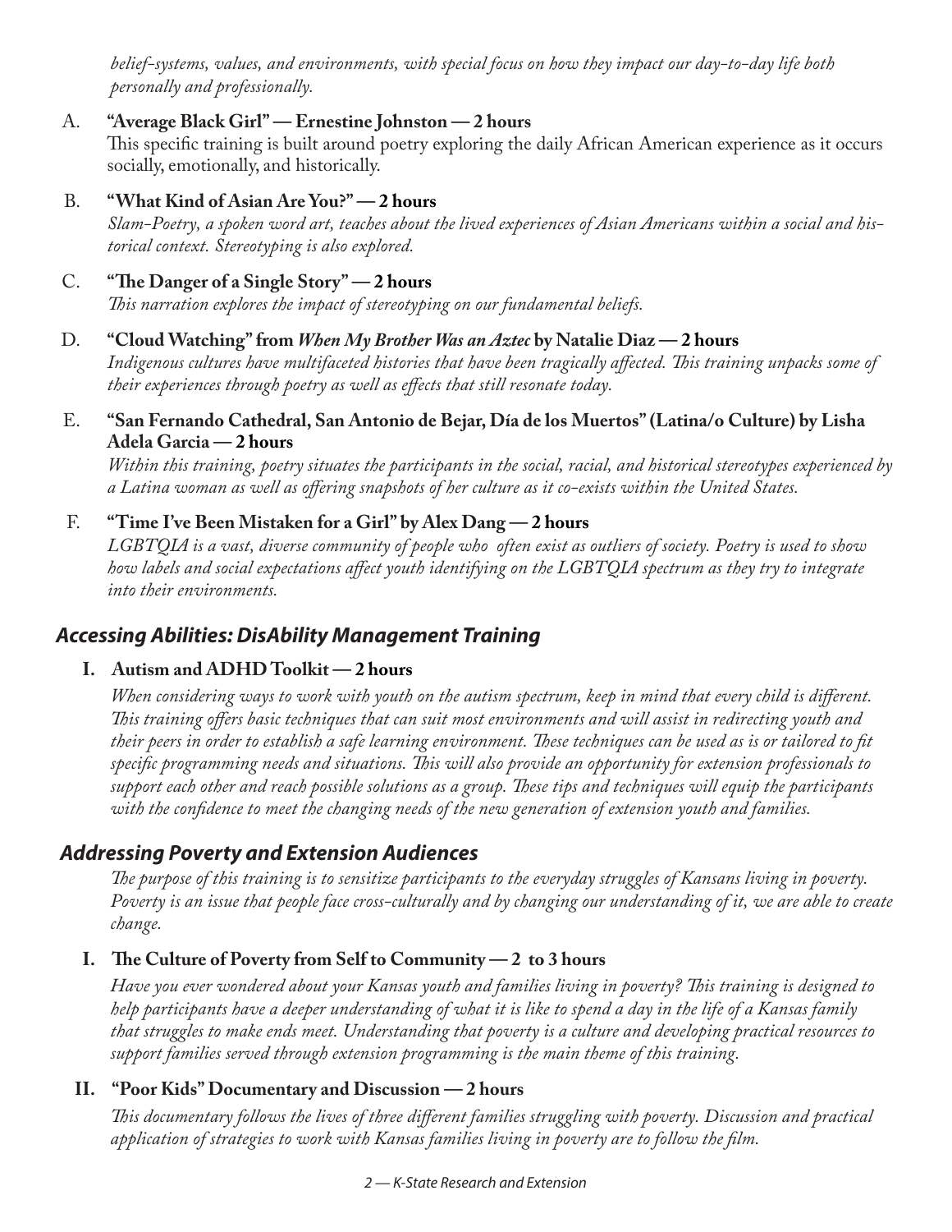*belief-systems, values, and environments, with special focus on how they impact our day-to-day life both personally and professionally.*

A. **"Average Black Girl" — Ernestine Johnston — 2 hours**
This specific training is built around poetry exploring the daily African American experience as it occurs socially, emotionally, and historically.

B. **"What Kind of Asian Are You?" — 2 hours**
*Slam-Poetry, a spoken word art, teaches about the lived experiences of Asian Americans within a social and historical context. Stereotyping is also explored.*

C. **"The Danger of a Single Story" — 2 hours**
*This narration explores the impact of stereotyping on our fundamental beliefs.*

D. **"Cloud Watching" from *When My Brother Was an Aztec* by Natalie Diaz — 2 hours**
*Indigenous cultures have multifaceted histories that have been tragically affected. This training unpacks some of their experiences through poetry as well as effects that still resonate today.*

E. **"San Fernando Cathedral, San Antonio de Bejar, Día de los Muertos" (Latina/o Culture) by Lisha Adela Garcia — 2 hours**
*Within this training, poetry situates the participants in the social, racial, and historical stereotypes experienced by a Latina woman as well as offering snapshots of her culture as it co-exists within the United States.*

F. **"Time I've Been Mistaken for a Girl" by Alex Dang — 2 hours**
*LGBTQIA is a vast, diverse community of people who often exist as outliers of society. Poetry is used to show how labels and social expectations affect youth identifying on the LGBTQIA spectrum as they try to integrate into their environments.*

## *Accessing Abilities: DisAbility Management Training*

**I. Autism and ADHD Toolkit — 2 hours**

*When considering ways to work with youth on the autism spectrum, keep in mind that every child is different. This training offers basic techniques that can suit most environments and will assist in redirecting youth and their peers in order to establish a safe learning environment. These techniques can be used as is or tailored to fit specific programming needs and situations. This will also provide an opportunity for extension professionals to support each other and reach possible solutions as a group. These tips and techniques will equip the participants with the confidence to meet the changing needs of the new generation of extension youth and families.*

## *Addressing Poverty and Extension Audiences*

*The purpose of this training is to sensitize participants to the everyday struggles of Kansans living in poverty. Poverty is an issue that people face cross-culturally and by changing our understanding of it, we are able to create change.*

**I. The Culture of Poverty from Self to Community — 2 to 3 hours**

*Have you ever wondered about your Kansas youth and families living in poverty? This training is designed to help participants have a deeper understanding of what it is like to spend a day in the life of a Kansas family that struggles to make ends meet. Understanding that poverty is a culture and developing practical resources to support families served through extension programming is the main theme of this training.*

**II. "Poor Kids" Documentary and Discussion — 2 hours**

*This documentary follows the lives of three different families struggling with poverty. Discussion and practical application of strategies to work with Kansas families living in poverty are to follow the film.*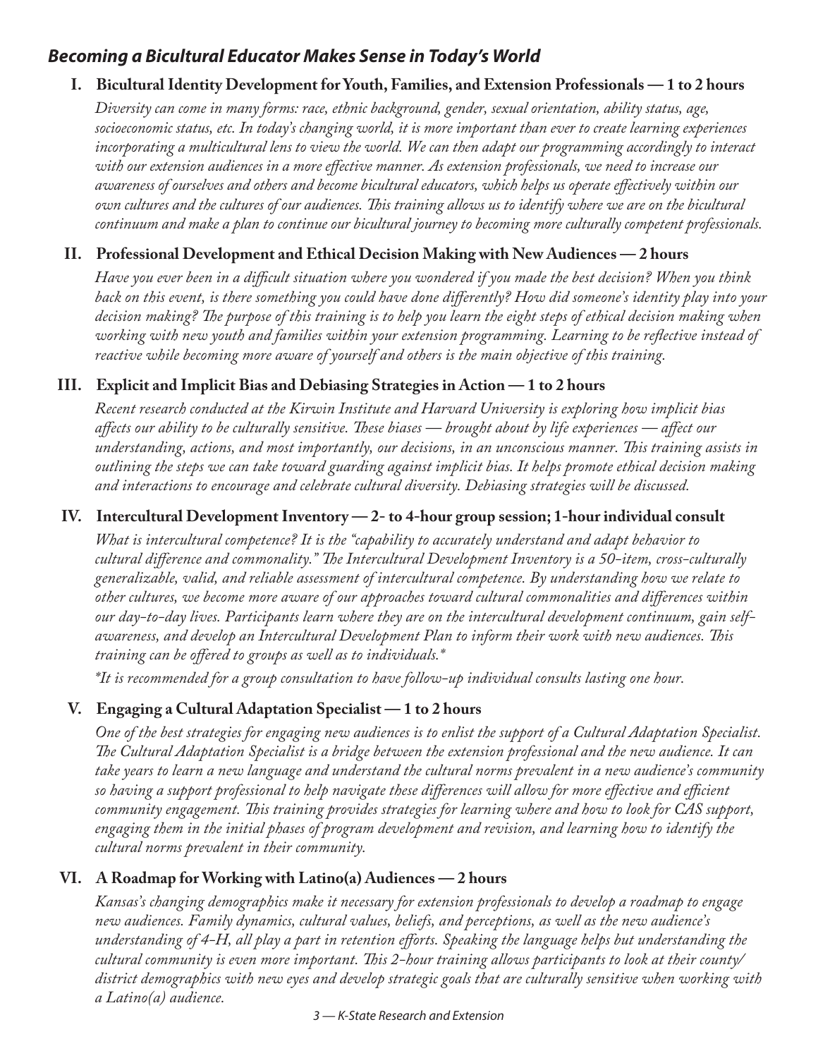## *Becoming a Bicultural Educator Makes Sense in Today's World*

### I. Bicultural Identity Development for Youth, Families, and Extension Professionals — 1 to 2 hours

*Diversity can come in many forms: race, ethnic background, gender, sexual orientation, ability status, age, socioeconomic status, etc. In today's changing world, it is more important than ever to create learning experiences incorporating a multicultural lens to view the world. We can then adapt our programming accordingly to interact with our extension audiences in a more effective manner. As extension professionals, we need to increase our awareness of ourselves and others and become bicultural educators, which helps us operate effectively within our own cultures and the cultures of our audiences. This training allows us to identify where we are on the bicultural continuum and make a plan to continue our bicultural journey to becoming more culturally competent professionals.*

### II. Professional Development and Ethical Decision Making with New Audiences — 2 hours

*Have you ever been in a difficult situation where you wondered if you made the best decision? When you think back on this event, is there something you could have done differently? How did someone's identity play into your decision making? The purpose of this training is to help you learn the eight steps of ethical decision making when working with new youth and families within your extension programming. Learning to be reflective instead of reactive while becoming more aware of yourself and others is the main objective of this training.*

### III. Explicit and Implicit Bias and Debiasing Strategies in Action — 1 to 2 hours

*Recent research conducted at the Kirwin Institute and Harvard University is exploring how implicit bias affects our ability to be culturally sensitive. These biases — brought about by life experiences — affect our understanding, actions, and most importantly, our decisions, in an unconscious manner. This training assists in outlining the steps we can take toward guarding against implicit bias. It helps promote ethical decision making and interactions to encourage and celebrate cultural diversity. Debiasing strategies will be discussed.*

### IV. Intercultural Development Inventory — 2- to 4-hour group session; 1-hour individual consult

*What is intercultural competence? It is the "capability to accurately understand and adapt behavior to cultural difference and commonality." The Intercultural Development Inventory is a 50-item, cross-culturally generalizable, valid, and reliable assessment of intercultural competence. By understanding how we relate to other cultures, we become more aware of our approaches toward cultural commonalities and differences within our day-to-day lives. Participants learn where they are on the intercultural development continuum, gain self-awareness, and develop an Intercultural Development Plan to inform their work with new audiences. This training can be offered to groups as well as to individuals.**

**It is recommended for a group consultation to have follow-up individual consults lasting one hour.*

### V. Engaging a Cultural Adaptation Specialist — 1 to 2 hours

*One of the best strategies for engaging new audiences is to enlist the support of a Cultural Adaptation Specialist. The Cultural Adaptation Specialist is a bridge between the extension professional and the new audience. It can take years to learn a new language and understand the cultural norms prevalent in a new audience's community so having a support professional to help navigate these differences will allow for more effective and efficient community engagement. This training provides strategies for learning where and how to look for CAS support, engaging them in the initial phases of program development and revision, and learning how to identify the cultural norms prevalent in their community.*

### VI. A Roadmap for Working with Latino(a) Audiences — 2 hours

*Kansas's changing demographics make it necessary for extension professionals to develop a roadmap to engage new audiences. Family dynamics, cultural values, beliefs, and perceptions, as well as the new audience's understanding of 4-H, all play a part in retention efforts. Speaking the language helps but understanding the cultural community is even more important. This 2-hour training allows participants to look at their county/district demographics with new eyes and develop strategic goals that are culturally sensitive when working with a Latino(a) audience.*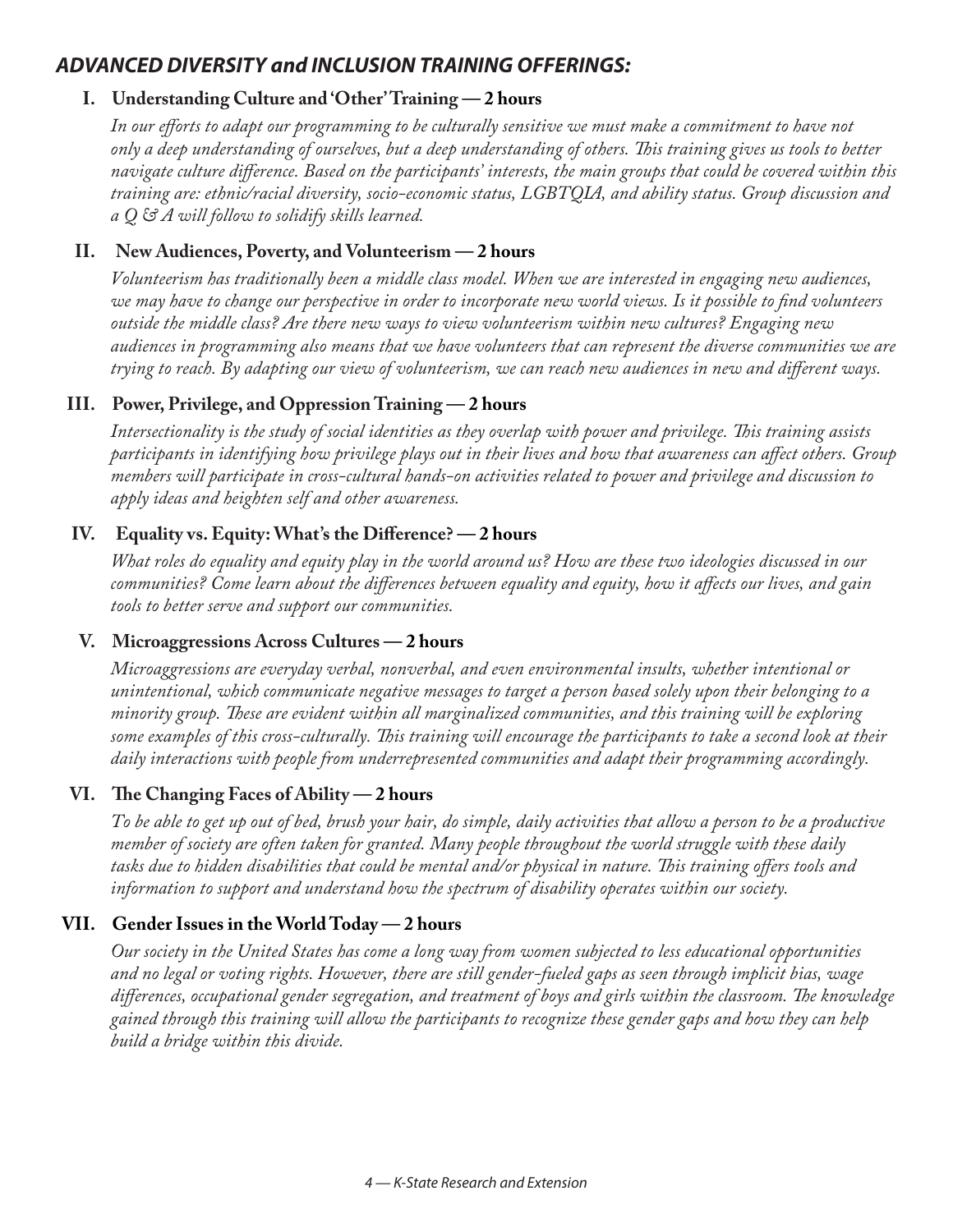## *ADVANCED DIVERSITY and INCLUSION TRAINING OFFERINGS:*

### I. Understanding Culture and 'Other' Training — 2 hours

*In our efforts to adapt our programming to be culturally sensitive we must make a commitment to have not only a deep understanding of ourselves, but a deep understanding of others. This training gives us tools to better navigate culture difference. Based on the participants' interests, the main groups that could be covered within this training are: ethnic/racial diversity, socio-economic status, LGBTQIA, and ability status. Group discussion and a Q & A will follow to solidify skills learned.*

### II. New Audiences, Poverty, and Volunteerism — 2 hours

*Volunteerism has traditionally been a middle class model. When we are interested in engaging new audiences, we may have to change our perspective in order to incorporate new world views. Is it possible to find volunteers outside the middle class? Are there new ways to view volunteerism within new cultures? Engaging new audiences in programming also means that we have volunteers that can represent the diverse communities we are trying to reach. By adapting our view of volunteerism, we can reach new audiences in new and different ways.*

### III. Power, Privilege, and Oppression Training — 2 hours

*Intersectionality is the study of social identities as they overlap with power and privilege. This training assists participants in identifying how privilege plays out in their lives and how that awareness can affect others. Group members will participate in cross-cultural hands-on activities related to power and privilege and discussion to apply ideas and heighten self and other awareness.*

### IV. Equality vs. Equity: What's the Difference? — 2 hours

*What roles do equality and equity play in the world around us? How are these two ideologies discussed in our communities? Come learn about the differences between equality and equity, how it affects our lives, and gain tools to better serve and support our communities.*

### V. Microaggressions Across Cultures — 2 hours

*Microaggressions are everyday verbal, nonverbal, and even environmental insults, whether intentional or unintentional, which communicate negative messages to target a person based solely upon their belonging to a minority group. These are evident within all marginalized communities, and this training will be exploring some examples of this cross-culturally. This training will encourage the participants to take a second look at their daily interactions with people from underrepresented communities and adapt their programming accordingly.*

### VI. The Changing Faces of Ability — 2 hours

*To be able to get up out of bed, brush your hair, do simple, daily activities that allow a person to be a productive member of society are often taken for granted. Many people throughout the world struggle with these daily tasks due to hidden disabilities that could be mental and/or physical in nature. This training offers tools and information to support and understand how the spectrum of disability operates within our society.*

### VII. Gender Issues in the World Today — 2 hours

*Our society in the United States has come a long way from women subjected to less educational opportunities and no legal or voting rights. However, there are still gender-fueled gaps as seen through implicit bias, wage differences, occupational gender segregation, and treatment of boys and girls within the classroom. The knowledge gained through this training will allow the participants to recognize these gender gaps and how they can help build a bridge within this divide.*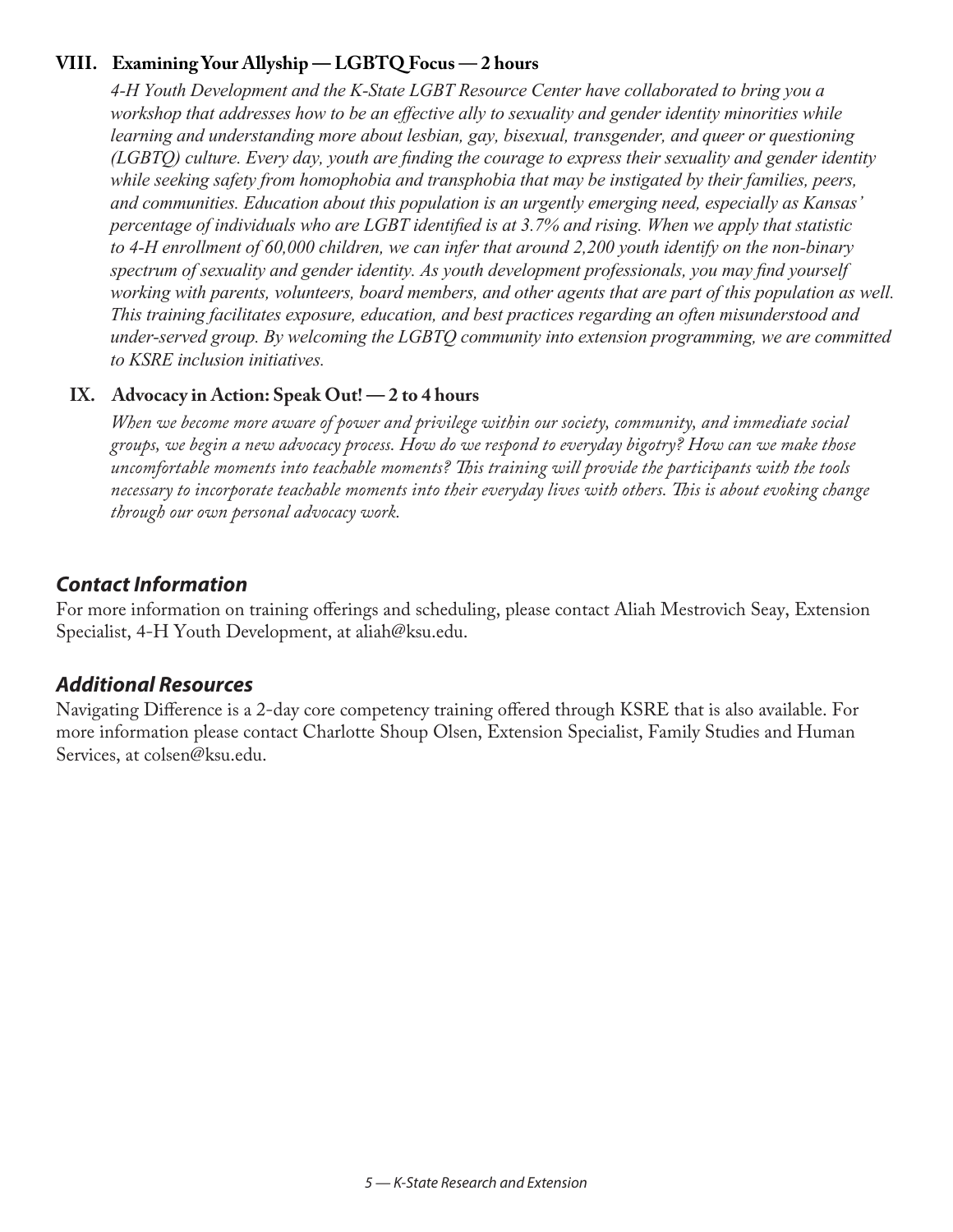### VIII. Examining Your Allyship — LGBTQ Focus — 2 hours

*4-H Youth Development and the K-State LGBT Resource Center have collaborated to bring you a workshop that addresses how to be an effective ally to sexuality and gender identity minorities while learning and understanding more about lesbian, gay, bisexual, transgender, and queer or questioning (LGBTQ) culture. Every day, youth are finding the courage to express their sexuality and gender identity while seeking safety from homophobia and transphobia that may be instigated by their families, peers, and communities. Education about this population is an urgently emerging need, especially as Kansas' percentage of individuals who are LGBT identified is at 3.7% and rising. When we apply that statistic to 4-H enrollment of 60,000 children, we can infer that around 2,200 youth identify on the non-binary spectrum of sexuality and gender identity. As youth development professionals, you may find yourself working with parents, volunteers, board members, and other agents that are part of this population as well. This training facilitates exposure, education, and best practices regarding an often misunderstood and under-served group. By welcoming the LGBTQ community into extension programming, we are committed to KSRE inclusion initiatives.*

### IX. Advocacy in Action: Speak Out! — 2 to 4 hours

*When we become more aware of power and privilege within our society, community, and immediate social groups, we begin a new advocacy process. How do we respond to everyday bigotry? How can we make those uncomfortable moments into teachable moments? This training will provide the participants with the tools necessary to incorporate teachable moments into their everyday lives with others. This is about evoking change through our own personal advocacy work.*

## *Contact Information*

For more information on training offerings and scheduling, please contact Aliah Mestrovich Seay, Extension Specialist, 4-H Youth Development, at aliah@ksu.edu.

## *Additional Resources*

Navigating Difference is a 2-day core competency training offered through KSRE that is also available. For more information please contact Charlotte Shoup Olsen, Extension Specialist, Family Studies and Human Services, at colsen@ksu.edu.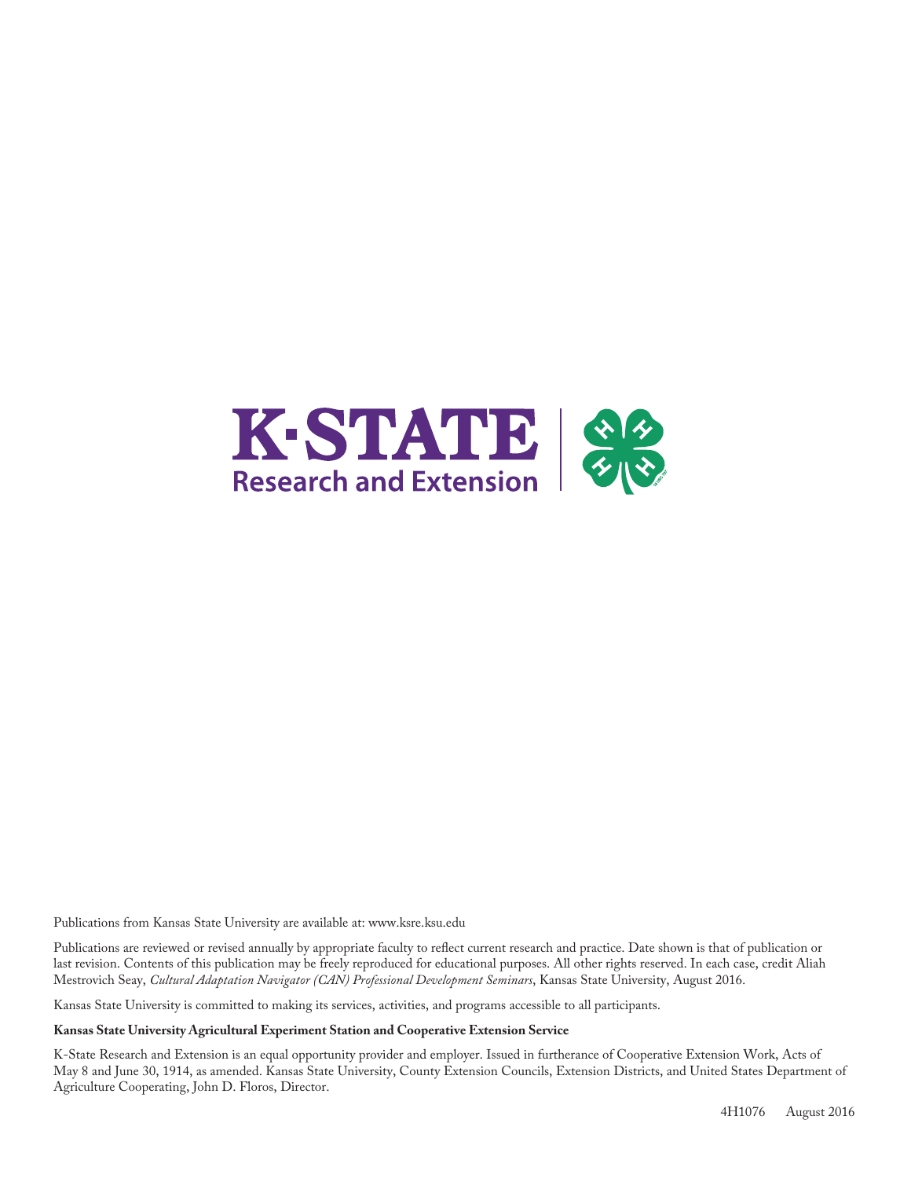K·STATE
Research and Extension

Publications from Kansas State University are available at: www.ksre.ksu.edu

Publications are reviewed or revised annually by appropriate faculty to reflect current research and practice. Date shown is that of publication or last revision. Contents of this publication may be freely reproduced for educational purposes. All other rights reserved. In each case, credit Aliah Mestrovich Seay, *Cultural Adaptation Navigator (CAN) Professional Development Seminars*, Kansas State University, August 2016.

Kansas State University is committed to making its services, activities, and programs accessible to all participants.

**Kansas State University Agricultural Experiment Station and Cooperative Extension Service**

K-State Research and Extension is an equal opportunity provider and employer. Issued in furtherance of Cooperative Extension Work, Acts of May 8 and June 30, 1914, as amended. Kansas State University, County Extension Councils, Extension Districts, and United States Department of Agriculture Cooperating, John D. Floros, Director.

4H1076 August 2016